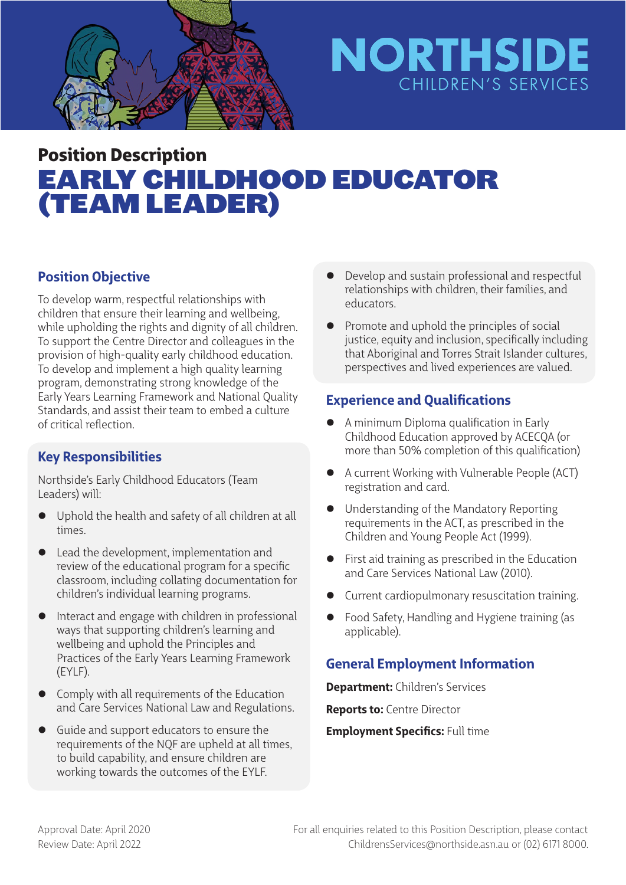NORTHSIDE
CHILDREN'S SERVICES

## Position Description

# EARLY CHILDHOOD EDUCATOR (TEAM LEADER)

## Position Objective

To develop warm, respectful relationships with children that ensure their learning and wellbeing, while upholding the rights and dignity of all children. To support the Centre Director and colleagues in the provision of high-quality early childhood education. To develop and implement a high quality learning program, demonstrating strong knowledge of the Early Years Learning Framework and National Quality Standards, and assist their team to embed a culture of critical reflection.

## Key Responsibilities

Northside's Early Childhood Educators (Team Leaders) will:

- Uphold the health and safety of all children at all times.
- Lead the development, implementation and review of the educational program for a specific classroom, including collating documentation for children's individual learning programs.
- Interact and engage with children in professional ways that supporting children's learning and wellbeing and uphold the Principles and Practices of the Early Years Learning Framework (EYLF).
- Comply with all requirements of the Education and Care Services National Law and Regulations.
- Guide and support educators to ensure the requirements of the NQF are upheld at all times, to build capability, and ensure children are working towards the outcomes of the EYLF.
- Develop and sustain professional and respectful relationships with children, their families, and educators.
- Promote and uphold the principles of social justice, equity and inclusion, specifically including that Aboriginal and Torres Strait Islander cultures, perspectives and lived experiences are valued.

## Experience and Qualifications

- A minimum Diploma qualification in Early Childhood Education approved by ACECQA (or more than 50% completion of this qualification)
- A current Working with Vulnerable People (ACT) registration and card.
- Understanding of the Mandatory Reporting requirements in the ACT, as prescribed in the Children and Young People Act (1999).
- First aid training as prescribed in the Education and Care Services National Law (2010).
- Current cardiopulmonary resuscitation training.
- Food Safety, Handling and Hygiene training (as applicable).

## General Employment Information

**Department:** Children's Services

**Reports to:** Centre Director

**Employment Specifics:** Full time

Approval Date: April 2020
Review Date: April 2022

For all enquiries related to this Position Description, please contact ChildrensServices@northside.asn.au or (02) 6171 8000.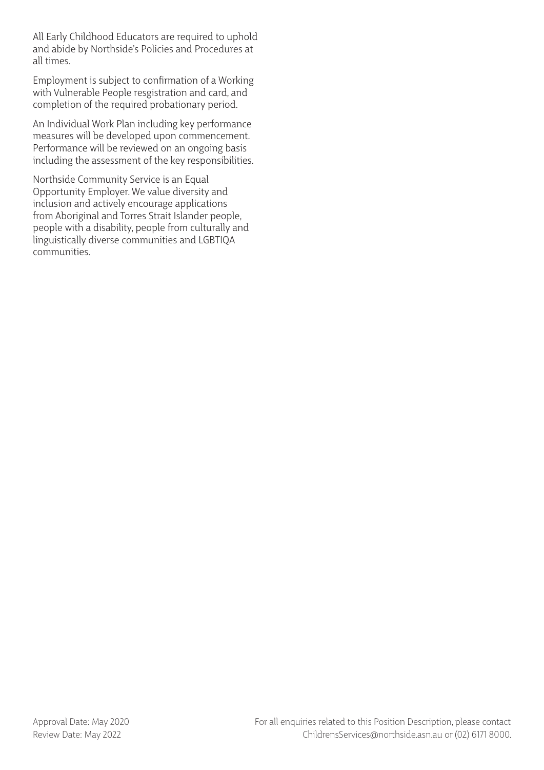All Early Childhood Educators are required to uphold and abide by Northside's Policies and Procedures at all times.

Employment is subject to confirmation of a Working with Vulnerable People resgistration and card, and completion of the required probationary period.

An Individual Work Plan including key performance measures will be developed upon commencement. Performance will be reviewed on an ongoing basis including the assessment of the key responsibilities.

Northside Community Service is an Equal Opportunity Employer. We value diversity and inclusion and actively encourage applications from Aboriginal and Torres Strait Islander people, people with a disability, people from culturally and linguistically diverse communities and LGBTIQA communities.

Approval Date: May 2020
Review Date: May 2022

For all enquiries related to this Position Description, please contact ChildrensServices@northside.asn.au or (02) 6171 8000.